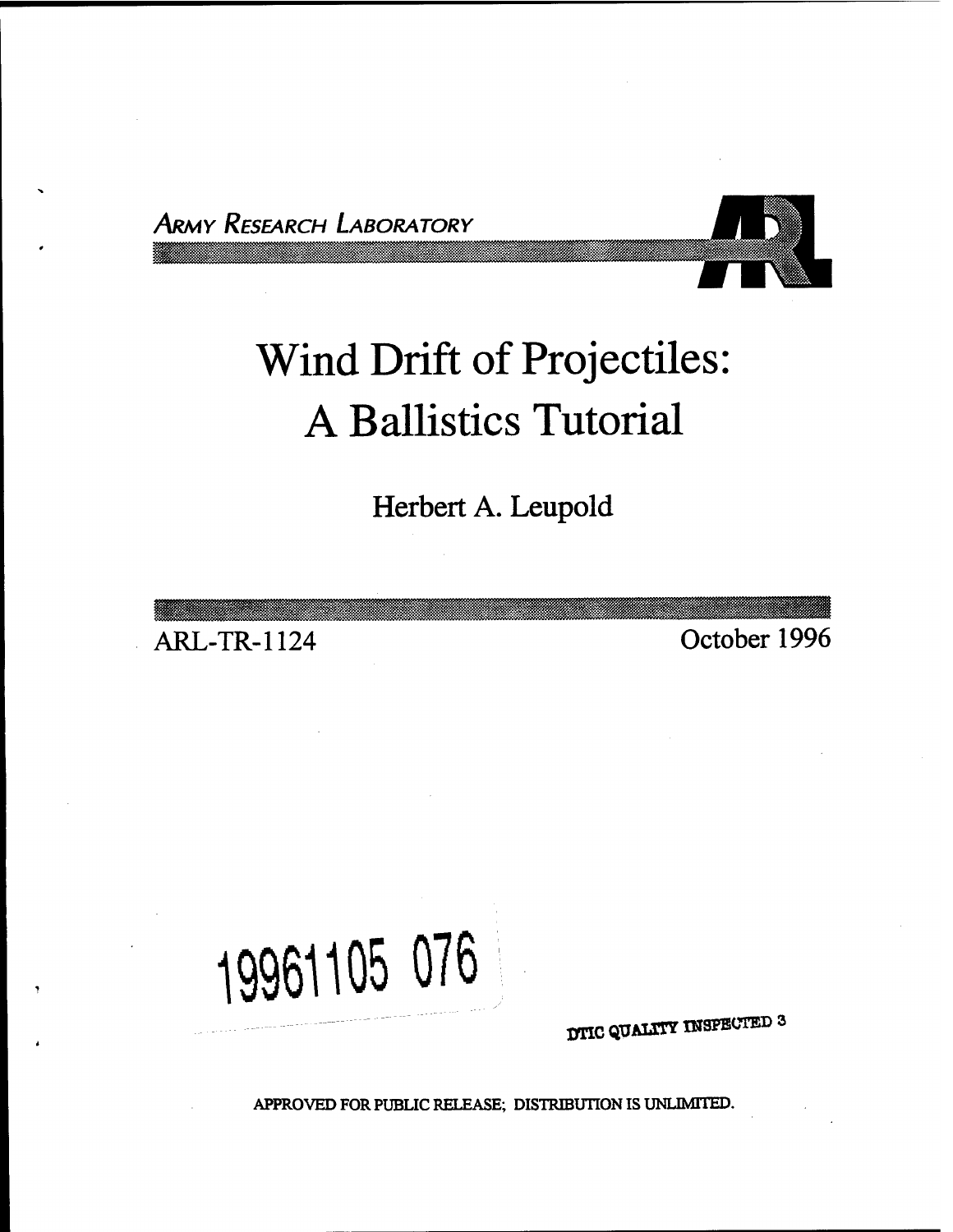ARMY RESEARCH LABORATORY

# Wind Drift of Projectiles: A Ballistics Tutorial

Herbert A. Leupold

ARL-TR-1124

October 1996

19961105 076

DTIC QUALITY INSPECTED 3

APPROVED FOR PUBLIC RELEASE; DISTRIBUTION IS UNLIMITED.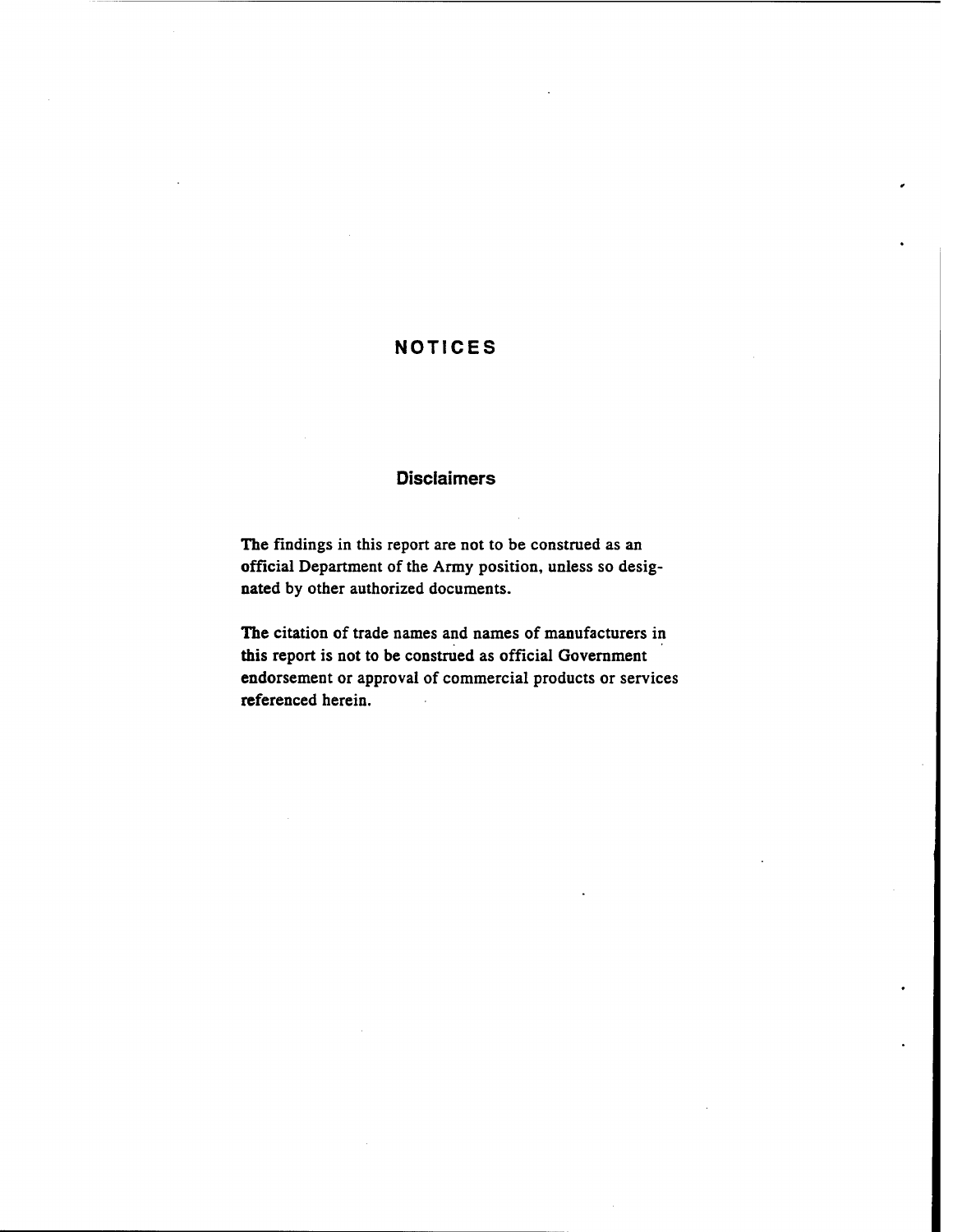# NOTICES

## Disclaimers

The findings in this report are not to be construed as an official Department of the Army position, unless so designated by other authorized documents.

The citation of trade names and names of manufacturers in this report is not to be construed as official Government endorsement or approval of commercial products or services referenced herein.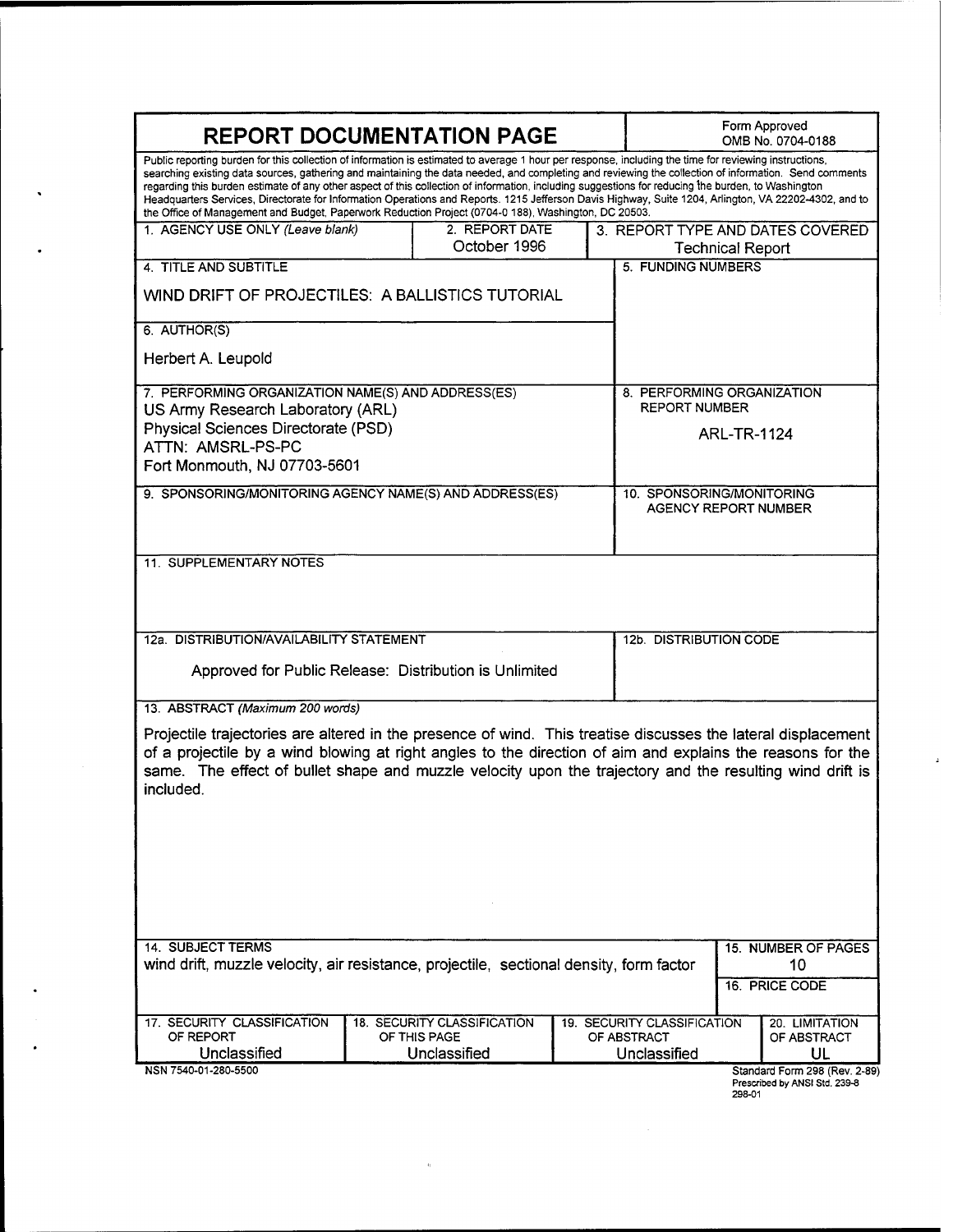# REPORT DOCUMENTATION PAGE

Form Approved
OMB No. 0704-0188

Public reporting burden for this collection of information is estimated to average 1 hour per response, including the time for reviewing instructions, searching existing data sources, gathering and maintaining the data needed, and completing and reviewing the collection of information. Send comments regarding this burden estimate of any other aspect of this collection of information, including suggestions for reducing the burden, to Washington Headquarters Services, Directorate for Information Operations and Reports. 1215 Jefferson Davis Highway, Suite 1204, Arlington, VA 22202-4302, and to the Office of Management and Budget, Paperwork Reduction Project (0704-0 188), Washington, DC 20503.

| 1. AGENCY USE ONLY *(Leave blank)* | 2. REPORT DATE | 3. REPORT TYPE AND DATES COVERED |
|---|---|---|
| | October 1996 | Technical Report |

**4. TITLE AND SUBTITLE**

WIND DRIFT OF PROJECTILES: A BALLISTICS TUTORIAL

**5. FUNDING NUMBERS**

**6. AUTHOR(S)**

Herbert A. Leupold

**7. PERFORMING ORGANIZATION NAME(S) AND ADDRESS(ES)**

US Army Research Laboratory (ARL)
Physical Sciences Directorate (PSD)
ATTN: AMSRL-PS-PC
Fort Monmouth, NJ 07703-5601

**8. PERFORMING ORGANIZATION REPORT NUMBER**

ARL-TR-1124

**9. SPONSORING/MONITORING AGENCY NAME(S) AND ADDRESS(ES)**

**10. SPONSORING/MONITORING AGENCY REPORT NUMBER**

**11. SUPPLEMENTARY NOTES**

**12a. DISTRIBUTION/AVAILABILITY STATEMENT**

Approved for Public Release: Distribution is Unlimited

**12b. DISTRIBUTION CODE**

**13. ABSTRACT** *(Maximum 200 words)*

Projectile trajectories are altered in the presence of wind. This treatise discusses the lateral displacement of a projectile by a wind blowing at right angles to the direction of aim and explains the reasons for the same. The effect of bullet shape and muzzle velocity upon the trajectory and the resulting wind drift is included.

**14. SUBJECT TERMS**

wind drift, muzzle velocity, air resistance, projectile, sectional density, form factor

**15. NUMBER OF PAGES**

10

**16. PRICE CODE**

| 17. SECURITY CLASSIFICATION OF REPORT | 18. SECURITY CLASSIFICATION OF THIS PAGE | 19. SECURITY CLASSIFICATION OF ABSTRACT | 20. LIMITATION OF ABSTRACT |
|---|---|---|---|
| Unclassified | Unclassified | Unclassified | UL |

NSN 7540-01-280-5500

Standard Form 298 (Rev. 2-89)
Prescribed by ANSI Std. 239-8
298-01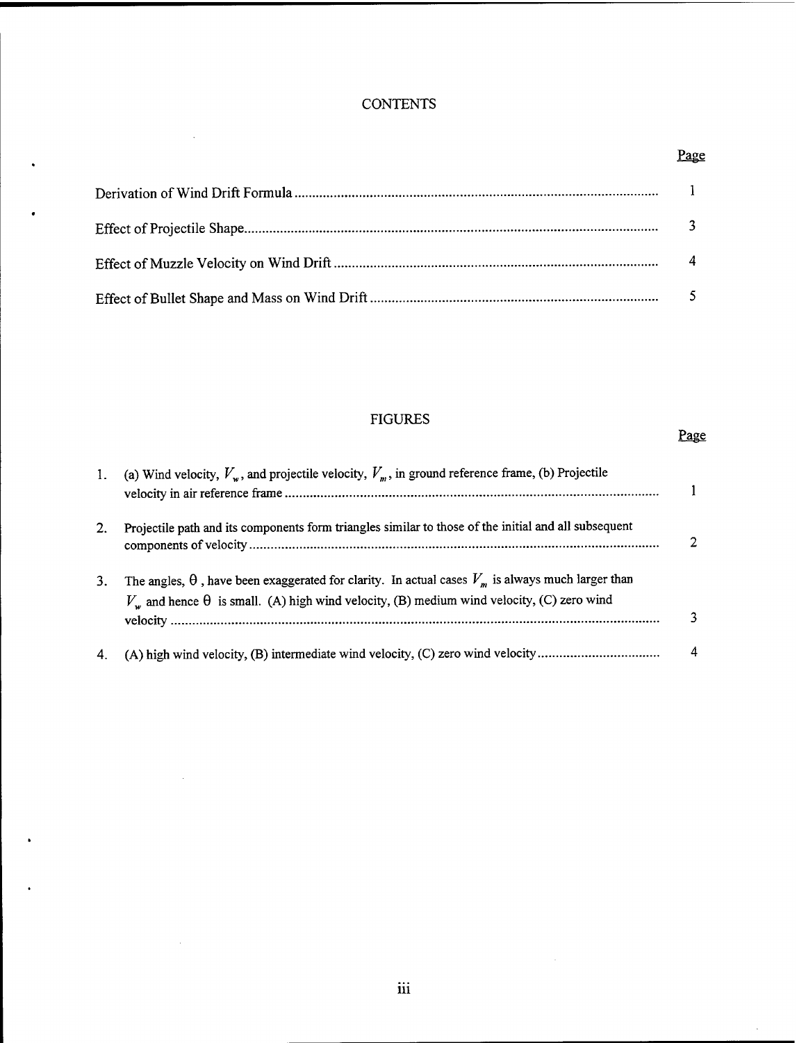# CONTENTS

| | Page |
|---|---|
| Derivation of Wind Drift Formula | 1 |
| Effect of Projectile Shape | 3 |
| Effect of Muzzle Velocity on Wind Drift | 4 |
| Effect of Bullet Shape and Mass on Wind Drift | 5 |

# FIGURES

| | | Page |
|---|---|---|
| 1. | (a) Wind velocity, $V_w$, and projectile velocity, $V_m$, in ground reference frame, (b) Projectile velocity in air reference frame | 1 |
| 2. | Projectile path and its components form triangles similar to those of the initial and all subsequent components of velocity | 2 |
| 3. | The angles, $\theta$, have been exaggerated for clarity. In actual cases $V_m$ is always much larger than $V_w$ and hence $\theta$ is small. (A) high wind velocity, (B) medium wind velocity, (C) zero wind velocity | 3 |
| 4. | (A) high wind velocity, (B) intermediate wind velocity, (C) zero wind velocity | 4 |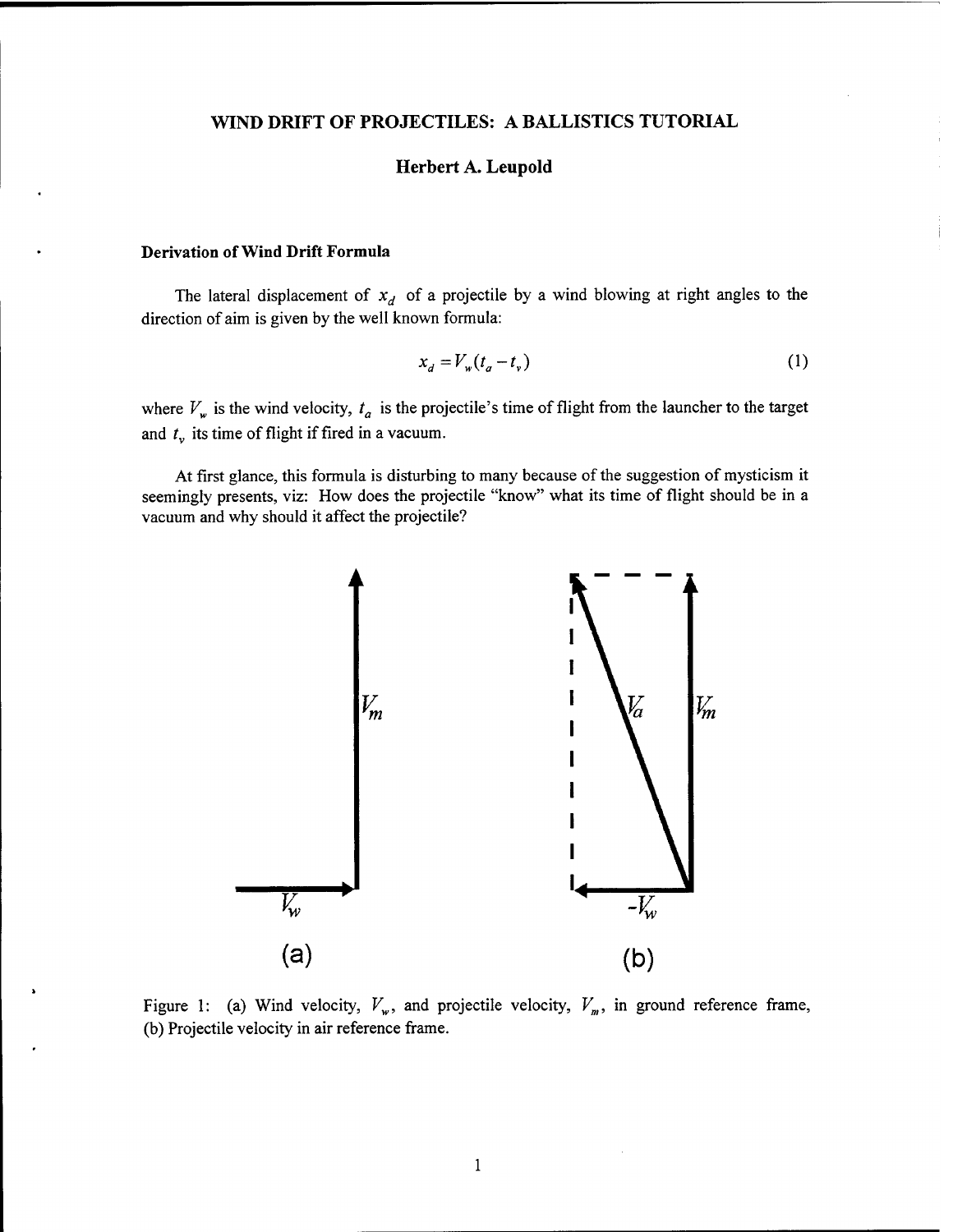# WIND DRIFT OF PROJECTILES: A BALLISTICS TUTORIAL

### Herbert A. Leupold

### Derivation of Wind Drift Formula

The lateral displacement of $x_d$ of a projectile by a wind blowing at right angles to the direction of aim is given by the well known formula:

$$x_d = V_w(t_a - t_v) \tag{1}$$

where $V_w$ is the wind velocity, $t_a$ is the projectile's time of flight from the launcher to the target and $t_v$ its time of flight if fired in a vacuum.

At first glance, this formula is disturbing to many because of the suggestion of mysticism it seemingly presents, viz: How does the projectile "know" what its time of flight should be in a vacuum and why should it affect the projectile?

Figure 1: (a) Wind velocity, $V_w$, and projectile velocity, $V_m$, in ground reference frame, (b) Projectile velocity in air reference frame.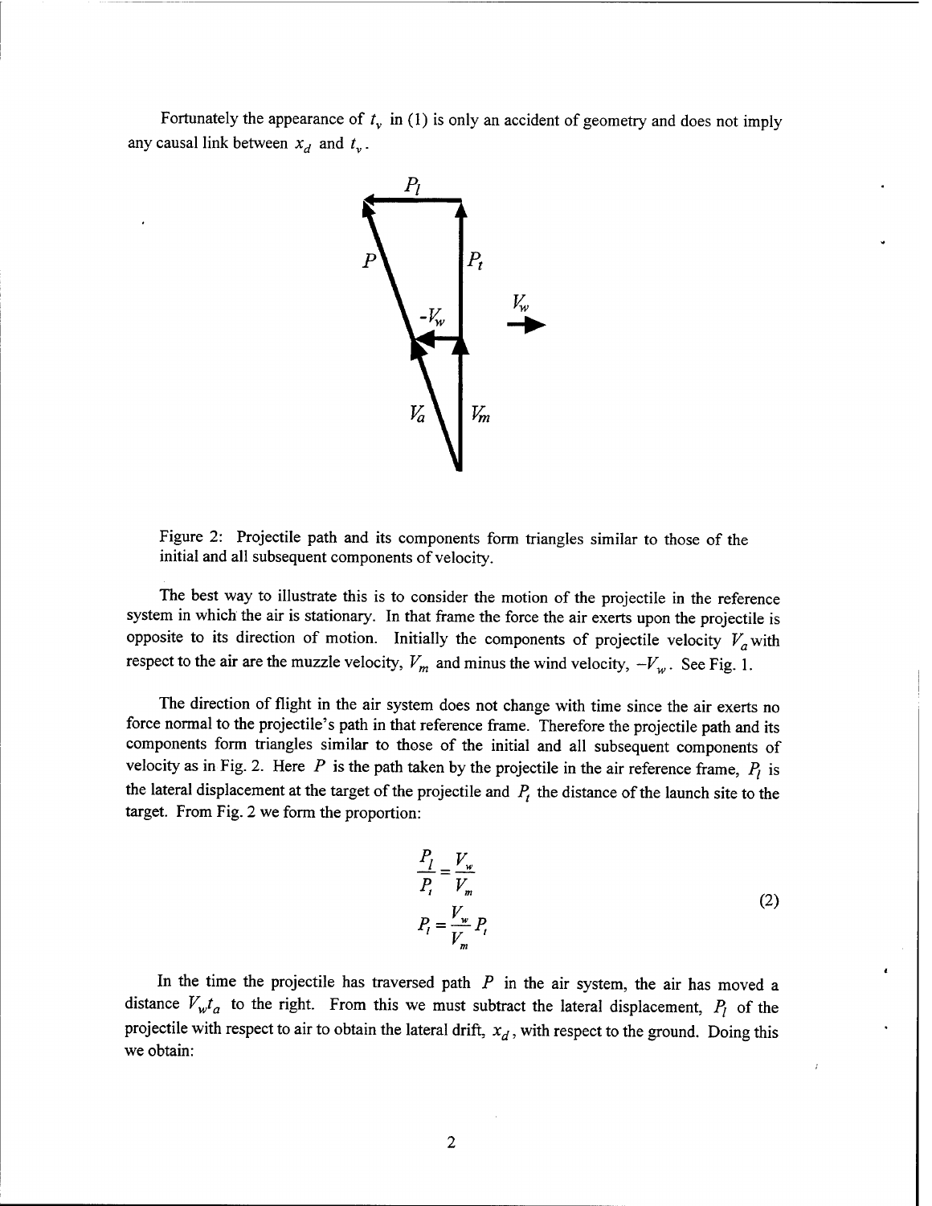Fortunately the appearance of $t_v$ in (1) is only an accident of geometry and does not imply any causal link between $x_d$ and $t_v$.

Figure 2: Projectile path and its components form triangles similar to those of the initial and all subsequent components of velocity.

The best way to illustrate this is to consider the motion of the projectile in the reference system in which the air is stationary. In that frame the force the air exerts upon the projectile is opposite to its direction of motion. Initially the components of projectile velocity $V_a$ with respect to the air are the muzzle velocity, $V_m$ and minus the wind velocity, $-V_w$. See Fig. 1.

The direction of flight in the air system does not change with time since the air exerts no force normal to the projectile's path in that reference frame. Therefore the projectile path and its components form triangles similar to those of the initial and all subsequent components of velocity as in Fig. 2. Here $P$ is the path taken by the projectile in the air reference frame, $P_l$ is the lateral displacement at the target of the projectile and $P_t$ the distance of the launch site to the target. From Fig. 2 we form the proportion:

$$
\begin{aligned}
\frac{P_l}{P_t} &= \frac{V_w}{V_m} \\
P_l &= \frac{V_w}{V_m} P_t
\end{aligned}
\tag{2}
$$

In the time the projectile has traversed path $P$ in the air system, the air has moved a distance $V_w t_a$ to the right. From this we must subtract the lateral displacement, $P_l$ of the projectile with respect to air to obtain the lateral drift, $x_d$, with respect to the ground. Doing this we obtain: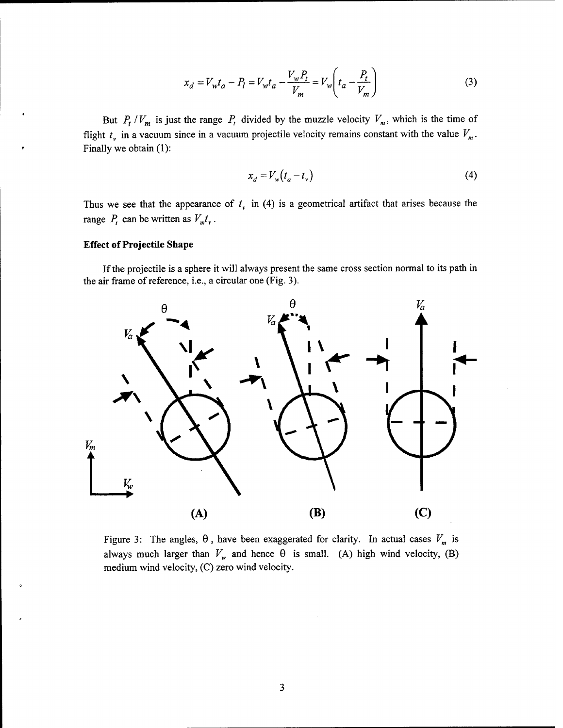$$x_d = V_w t_a - P_l = V_w t_a - \frac{V_w P_t}{V_m} = V_w \left( t_a - \frac{P_t}{V_m} \right) \tag{3}$$

But $P_t / V_m$ is just the range $P_t$ divided by the muzzle velocity $V_m$, which is the time of flight $t_v$ in a vacuum since in a vacuum projectile velocity remains constant with the value $V_m$. Finally we obtain (1):

$$x_d = V_w (t_a - t_v) \tag{4}$$

Thus we see that the appearance of $t_v$ in (4) is a geometrical artifact that arises because the range $P_t$ can be written as $V_m t_v$.

### Effect of Projectile Shape

If the projectile is a sphere it will always present the same cross section normal to its path in the air frame of reference, i.e., a circular one (Fig. 3).

Figure 3: The angles, $\theta$, have been exaggerated for clarity. In actual cases $V_m$ is always much larger than $V_w$ and hence $\theta$ is small. (A) high wind velocity, (B) medium wind velocity, (C) zero wind velocity.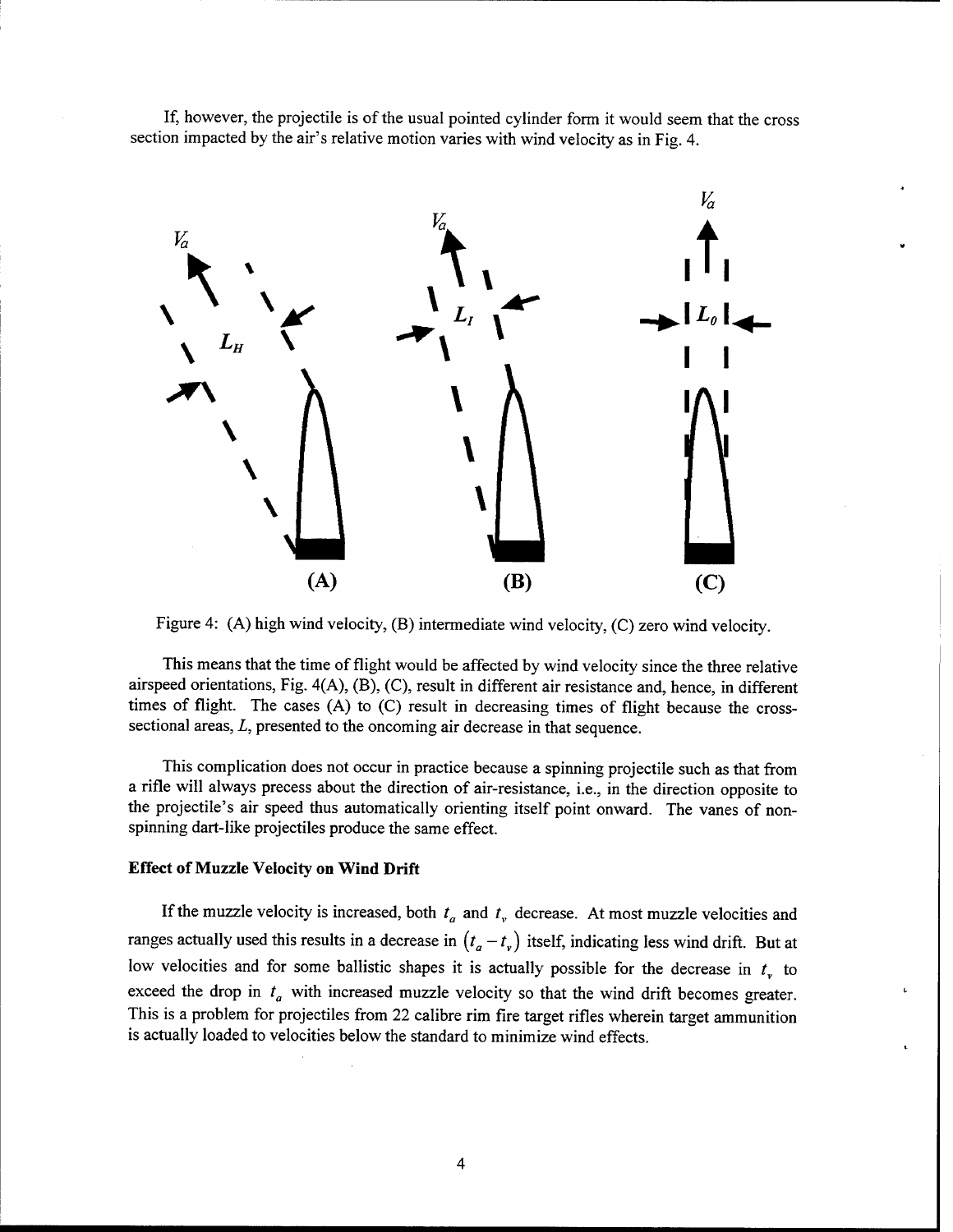If, however, the projectile is of the usual pointed cylinder form it would seem that the cross section impacted by the air's relative motion varies with wind velocity as in Fig. 4.

Figure 4: (A) high wind velocity, (B) intermediate wind velocity, (C) zero wind velocity.

This means that the time of flight would be affected by wind velocity since the three relative airspeed orientations, Fig. 4(A), (B), (C), result in different air resistance and, hence, in different times of flight. The cases (A) to (C) result in decreasing times of flight because the cross-sectional areas, $L$, presented to the oncoming air decrease in that sequence.

This complication does not occur in practice because a spinning projectile such as that from a rifle will always precess about the direction of air-resistance, i.e., in the direction opposite to the projectile's air speed thus automatically orienting itself point onward. The vanes of non-spinning dart-like projectiles produce the same effect.

**Effect of Muzzle Velocity on Wind Drift**

If the muzzle velocity is increased, both $t_a$ and $t_v$ decrease. At most muzzle velocities and ranges actually used this results in a decrease in $(t_a - t_v)$ itself, indicating less wind drift. But at low velocities and for some ballistic shapes it is actually possible for the decrease in $t_v$ to exceed the drop in $t_a$ with increased muzzle velocity so that the wind drift becomes greater. This is a problem for projectiles from 22 calibre rim fire target rifles wherein target ammunition is actually loaded to velocities below the standard to minimize wind effects.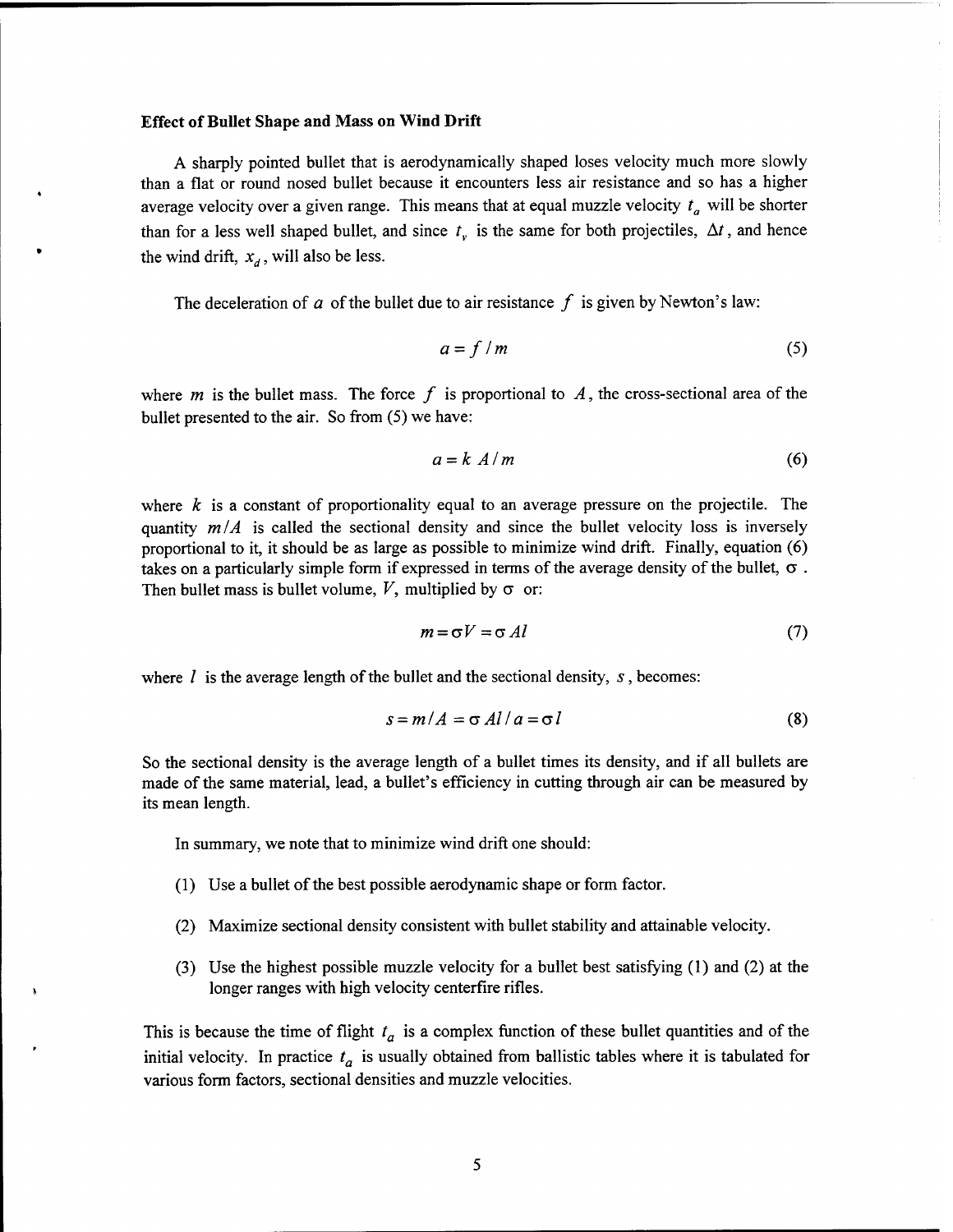**Effect of Bullet Shape and Mass on Wind Drift**

A sharply pointed bullet that is aerodynamically shaped loses velocity much more slowly than a flat or round nosed bullet because it encounters less air resistance and so has a higher average velocity over a given range. This means that at equal muzzle velocity $t_a$ will be shorter than for a less well shaped bullet, and since $t_v$ is the same for both projectiles, $\Delta t$, and hence the wind drift, $x_d$, will also be less.

The deceleration of $a$ of the bullet due to air resistance $f$ is given by Newton's law:

$$a = f / m \tag{5}$$

where $m$ is the bullet mass. The force $f$ is proportional to $A$, the cross-sectional area of the bullet presented to the air. So from (5) we have:

$$a = k\ A / m \tag{6}$$

where $k$ is a constant of proportionality equal to an average pressure on the projectile. The quantity $m/A$ is called the sectional density and since the bullet velocity loss is inversely proportional to it, it should be as large as possible to minimize wind drift. Finally, equation (6) takes on a particularly simple form if expressed in terms of the average density of the bullet, $\sigma$. Then bullet mass is bullet volume, $V$, multiplied by $\sigma$ or:

$$m = \sigma V = \sigma A l \tag{7}$$

where $l$ is the average length of the bullet and the sectional density, $s$, becomes:

$$s = m / A = \sigma A l / a = \sigma l \tag{8}$$

So the sectional density is the average length of a bullet times its density, and if all bullets are made of the same material, lead, a bullet's efficiency in cutting through air can be measured by its mean length.

In summary, we note that to minimize wind drift one should:

(1) Use a bullet of the best possible aerodynamic shape or form factor.

(2) Maximize sectional density consistent with bullet stability and attainable velocity.

(3) Use the highest possible muzzle velocity for a bullet best satisfying (1) and (2) at the longer ranges with high velocity centerfire rifles.

This is because the time of flight $t_a$ is a complex function of these bullet quantities and of the initial velocity. In practice $t_a$ is usually obtained from ballistic tables where it is tabulated for various form factors, sectional densities and muzzle velocities.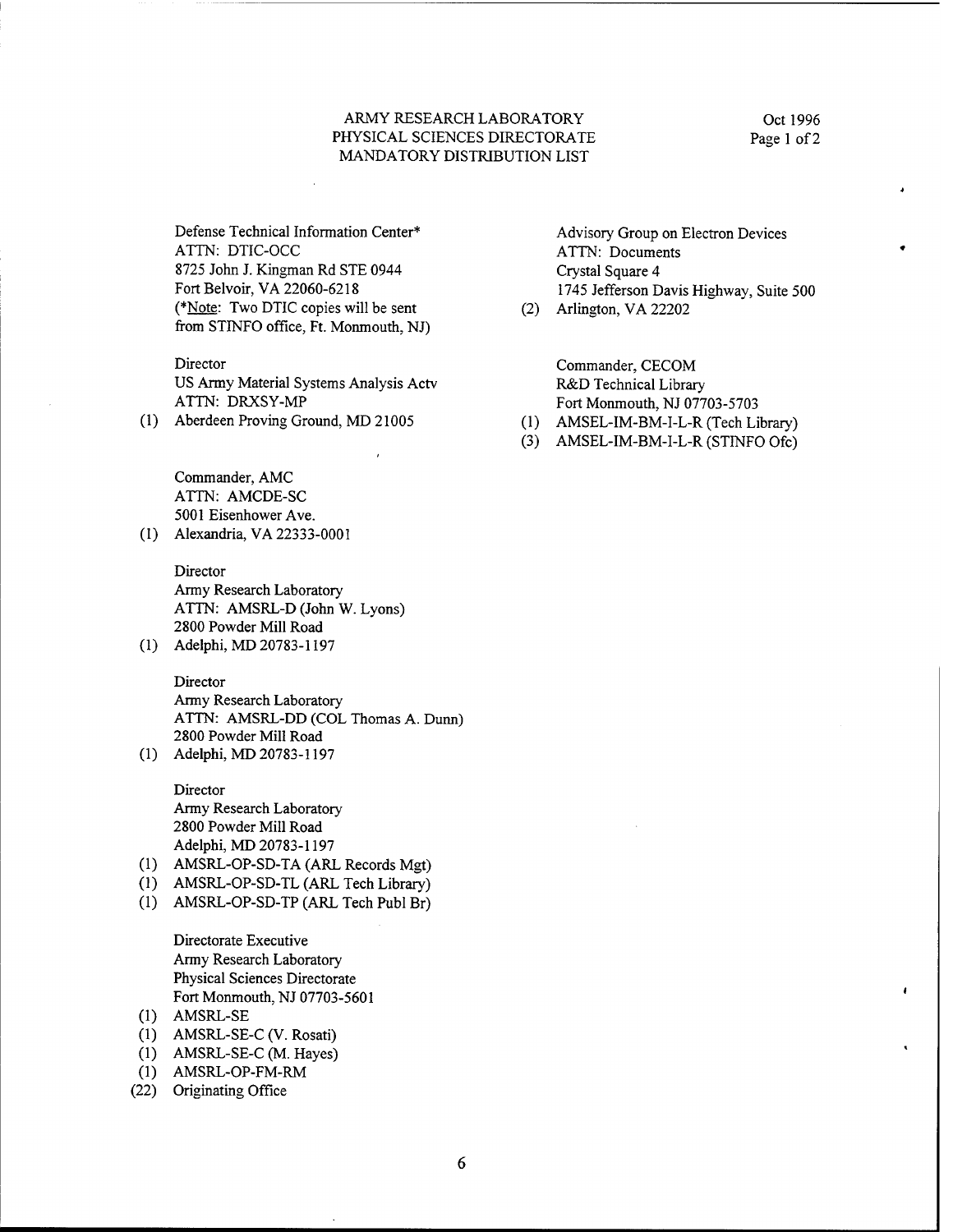ARMY RESEARCH LABORATORY
PHYSICAL SCIENCES DIRECTORATE
MANDATORY DISTRIBUTION LIST

Oct 1996
Page 1 of 2

Defense Technical Information Center*
ATTN: DTIC-OCC
8725 John J. Kingman Rd STE 0944
Fort Belvoir, VA 22060-6218
(*Note: Two DTIC copies will be sent from STINFO office, Ft. Monmouth, NJ)

Director
US Army Material Systems Analysis Actv
ATTN: DRXSY-MP
(1) Aberdeen Proving Ground, MD 21005

Commander, AMC
ATTN: AMCDE-SC
5001 Eisenhower Ave.
(1) Alexandria, VA 22333-0001

Director
Army Research Laboratory
ATTN: AMSRL-D (John W. Lyons)
2800 Powder Mill Road
(1) Adelphi, MD 20783-1197

Director
Army Research Laboratory
ATTN: AMSRL-DD (COL Thomas A. Dunn)
2800 Powder Mill Road
(1) Adelphi, MD 20783-1197

Director
Army Research Laboratory
2800 Powder Mill Road
Adelphi, MD 20783-1197
(1) AMSRL-OP-SD-TA (ARL Records Mgt)
(1) AMSRL-OP-SD-TL (ARL Tech Library)
(1) AMSRL-OP-SD-TP (ARL Tech Publ Br)

Directorate Executive
Army Research Laboratory
Physical Sciences Directorate
Fort Monmouth, NJ 07703-5601
(1) AMSRL-SE
(1) AMSRL-SE-C (V. Rosati)
(1) AMSRL-SE-C (M. Hayes)
(1) AMSRL-OP-FM-RM
(22) Originating Office

Advisory Group on Electron Devices
ATTN: Documents
Crystal Square 4
1745 Jefferson Davis Highway, Suite 500
(2) Arlington, VA 22202

Commander, CECOM
R&D Technical Library
Fort Monmouth, NJ 07703-5703
(1) AMSEL-IM-BM-I-L-R (Tech Library)
(3) AMSEL-IM-BM-I-L-R (STINFO Ofc)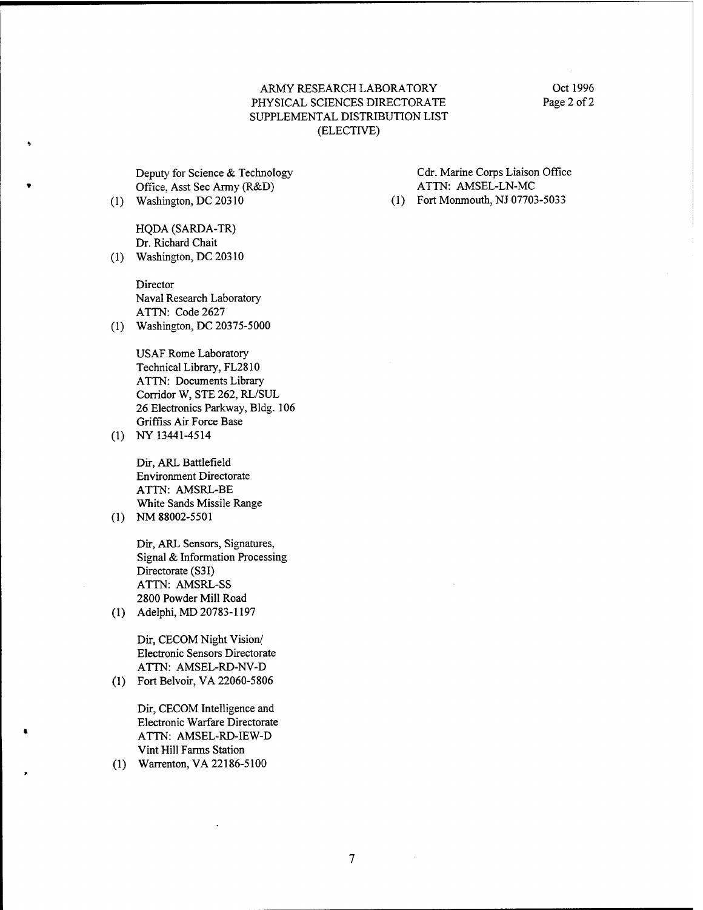ARMY RESEARCH LABORATORY
PHYSICAL SCIENCES DIRECTORATE
SUPPLEMENTAL DISTRIBUTION LIST
(ELECTIVE)

Oct 1996
Page 2 of 2

Deputy for Science & Technology
Office, Asst Sec Army (R&D)
(1) Washington, DC 20310

HQDA (SARDA-TR)
Dr. Richard Chait
(1) Washington, DC 20310

Director
Naval Research Laboratory
ATTN: Code 2627
(1) Washington, DC 20375-5000

USAF Rome Laboratory
Technical Library, FL2810
ATTN: Documents Library
Corridor W, STE 262, RL/SUL
26 Electronics Parkway, Bldg. 106
Griffiss Air Force Base
(1) NY 13441-4514

Dir, ARL Battlefield
Environment Directorate
ATTN: AMSRL-BE
White Sands Missile Range
(1) NM 88002-5501

Dir, ARL Sensors, Signatures,
Signal & Information Processing
Directorate (S3I)
ATTN: AMSRL-SS
2800 Powder Mill Road
(1) Adelphi, MD 20783-1197

Dir, CECOM Night Vision/
Electronic Sensors Directorate
ATTN: AMSEL-RD-NV-D
(1) Fort Belvoir, VA 22060-5806

Dir, CECOM Intelligence and
Electronic Warfare Directorate
ATTN: AMSEL-RD-IEW-D
Vint Hill Farms Station
(1) Warrenton, VA 22186-5100

Cdr. Marine Corps Liaison Office
ATTN: AMSEL-LN-MC
(1) Fort Monmouth, NJ 07703-5033